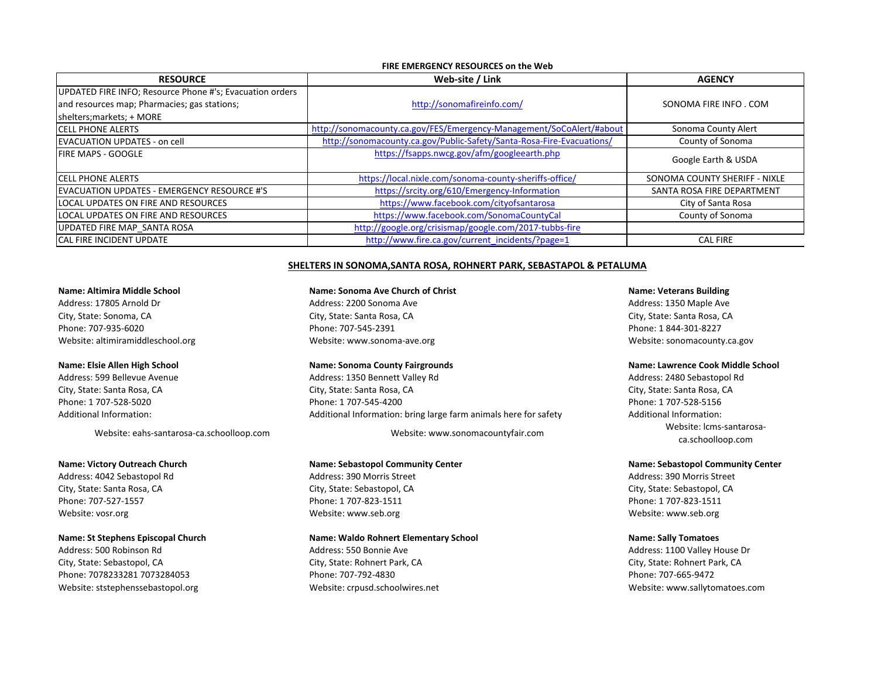## FIRE EMERGENCY RESOURCES on the Web

| RESOURCE | Web-site / Link | AGENCY |
|---|---|---|
| UPDATED FIRE INFO; Resource Phone #'s; Evacuation orders and resources map; Pharmacies; gas stations; shelters;markets; + MORE | http://sonomafireinfo.com/ | SONOMA FIRE INFO . COM |
| CELL PHONE ALERTS | http://sonomacounty.ca.gov/FES/Emergency-Management/SoCoAlert/#about | Sonoma County Alert |
| EVACUATION UPDATES - on cell | http://sonomacounty.ca.gov/Public-Safety/Santa-Rosa-Fire-Evacuations/ | County of Sonoma |
| FIRE MAPS - GOOGLE | https://fsapps.nwcg.gov/afm/googleearth.php | Google Earth & USDA |
| CELL PHONE ALERTS | https://local.nixle.com/sonoma-county-sheriffs-office/ | SONOMA COUNTY SHERIFF - NIXLE |
| EVACUATION UPDATES - EMERGENCY RESOURCE #'S | https://srcity.org/610/Emergency-Information | SANTA ROSA FIRE DEPARTMENT |
| LOCAL UPDATES ON FIRE AND RESOURCES | https://www.facebook.com/cityofsantarosa | City of Santa Rosa |
| LOCAL UPDATES ON FIRE AND RESOURCES | https://www.facebook.com/SonomaCountyCal | County of Sonoma |
| UPDATED FIRE MAP_SANTA ROSA | http://google.org/crisismap/google.com/2017-tubbs-fire | |
| CAL FIRE INCIDENT UPDATE | http://www.fire.ca.gov/current_incidents/?page=1 | CAL FIRE |

## SHELTERS IN SONOMA,SANTA ROSA, ROHNERT PARK, SEBASTAPOL & PETALUMA

**Name: Altimira Middle School**
Address: 17805 Arnold Dr
City, State: Sonoma, CA
Phone: 707-935-6020
Website: altimiramiddleschool.org

**Name: Elsie Allen High School**
Address: 599 Bellevue Avenue
City, State: Santa Rosa, CA
Phone: 1 707-528-5020
Additional Information:
Website: eahs-santarosa-ca.schoolloop.com

**Name: Victory Outreach Church**
Address: 4042 Sebastopol Rd
City, State: Santa Rosa, CA
Phone: 707-527-1557
Website: vosr.org

**Name: St Stephens Episcopal Church**
Address: 500 Robinson Rd
City, State: Sebastopol, CA
Phone: 7078233281 7073284053
Website: ststephenssebastopol.org

**Name: Sonoma Ave Church of Christ**
Address: 2200 Sonoma Ave
City, State: Santa Rosa, CA
Phone: 707-545-2391
Website: www.sonoma-ave.org

**Name: Sonoma County Fairgrounds**
Address: 1350 Bennett Valley Rd
City, State: Santa Rosa, CA
Phone: 1 707-545-4200
Additional Information: bring large farm animals here for safety
Website: www.sonomacountyfair.com

**Name: Sebastopol Community Center**
Address: 390 Morris Street
City, State: Sebastopol, CA
Phone: 1 707-823-1511
Website: www.seb.org

**Name: Waldo Rohnert Elementary School**
Address: 550 Bonnie Ave
City, State: Rohnert Park, CA
Phone: 707-792-4830
Website: crpusd.schoolwires.net

**Name: Veterans Building**
Address: 1350 Maple Ave
City, State: Santa Rosa, CA
Phone: 1 844-301-8227
Website: sonomacounty.ca.gov

**Name: Lawrence Cook Middle School**
Address: 2480 Sebastopol Rd
City, State: Santa Rosa, CA
Phone: 1 707-528-5156
Additional Information:
Website: lcms-santarosa-ca.schoolloop.com

**Name: Sebastopol Community Center**
Address: 390 Morris Street
City, State: Sebastopol, CA
Phone: 1 707-823-1511
Website: www.seb.org

**Name: Sally Tomatoes**
Address: 1100 Valley House Dr
City, State: Rohnert Park, CA
Phone: 707-665-9472
Website: www.sallytomatoes.com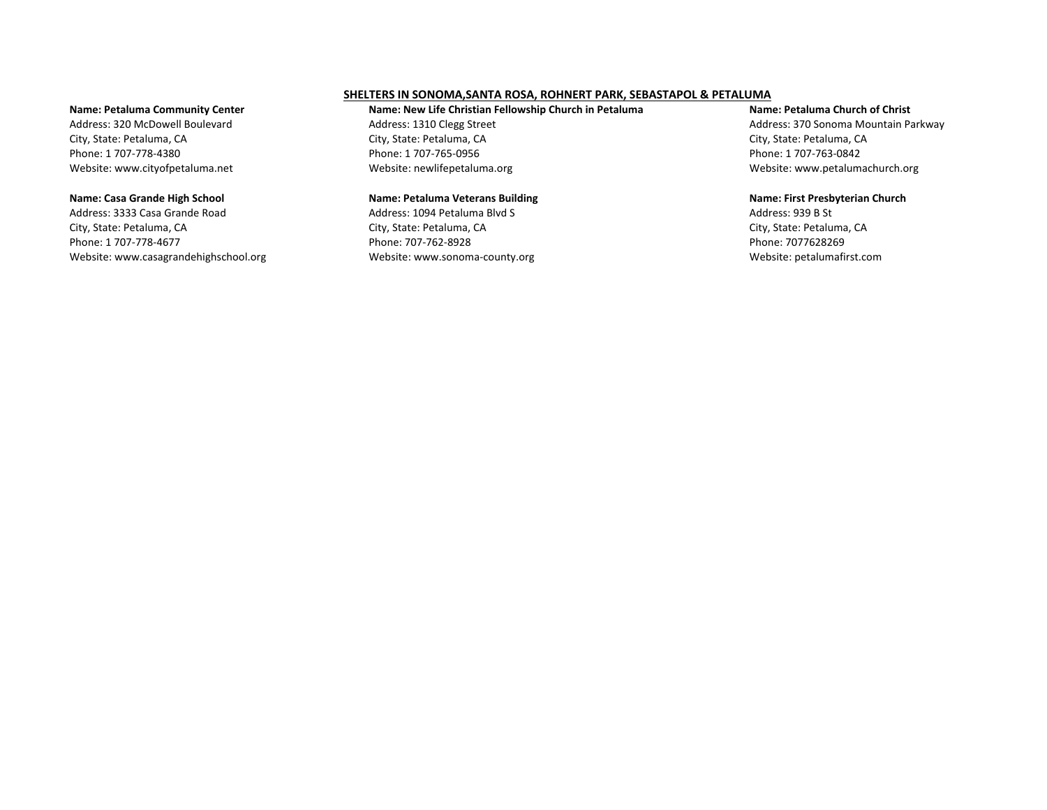**SHELTERS IN SONOMA,SANTA ROSA, ROHNERT PARK, SEBASTAPOL & PETALUMA**

**Name: Petaluma Community Center**
Address: 320 McDowell Boulevard
City, State: Petaluma, CA
Phone: 1 707-778-4380
Website: www.cityofpetaluma.net

**Name: Casa Grande High School**
Address: 3333 Casa Grande Road
City, State: Petaluma, CA
Phone: 1 707-778-4677
Website: www.casagrandehighschool.org

**Name: New Life Christian Fellowship Church in Petaluma**
Address: 1310 Clegg Street
City, State: Petaluma, CA
Phone: 1 707-765-0956
Website: newlifepetaluma.org

**Name: Petaluma Veterans Building**
Address: 1094 Petaluma Blvd S
City, State: Petaluma, CA
Phone: 707-762-8928
Website: www.sonoma-county.org

**Name: Petaluma Church of Christ**
Address: 370 Sonoma Mountain Parkway
City, State: Petaluma, CA
Phone: 1 707-763-0842
Website: www.petalumachurch.org

**Name: First Presbyterian Church**
Address: 939 B St
City, State: Petaluma, CA
Phone: 7077628269
Website: petalumafirst.com